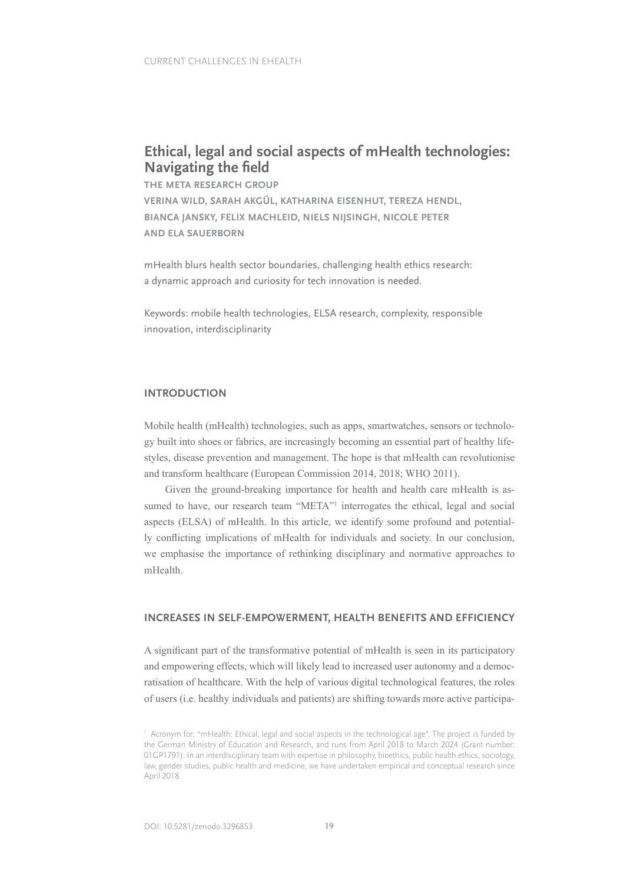# Ethical, legal and social aspects of mHealth technologies: Navigating the field

**THE META RESEARCH GROUP**

**VERINA WILD, SARAH AKGÜL, KATHARINA EISENHUT, TEREZA HENDL, BIANCA JANSKY, FELIX MACHLEID, NIELS NIJSINGH, NICOLE PETER AND ELA SAUERBORN**

mHealth blurs health sector boundaries, challenging health ethics research: a dynamic approach and curiosity for tech innovation is needed.

Keywords: mobile health technologies, ELSA research, complexity, responsible innovation, interdisciplinarity

## INTRODUCTION

Mobile health (mHealth) technologies, such as apps, smartwatches, sensors or technology built into shoes or fabrics, are increasingly becoming an essential part of healthy lifestyles, disease prevention and management. The hope is that mHealth can revolutionise and transform healthcare (European Commission 2014, 2018; WHO 2011).

Given the ground-breaking importance for health and health care mHealth is assumed to have, our research team "META"[1] interrogates the ethical, legal and social aspects (ELSA) of mHealth. In this article, we identify some profound and potentially conflicting implications of mHealth for individuals and society. In our conclusion, we emphasise the importance of rethinking disciplinary and normative approaches to mHealth.

## INCREASES IN SELF-EMPOWERMENT, HEALTH BENEFITS AND EFFICIENCY

A significant part of the transformative potential of mHealth is seen in its participatory and empowering effects, which will likely lead to increased user autonomy and a democratisation of healthcare. With the help of various digital technological features, the roles of users (i.e. healthy individuals and patients) are shifting towards more active participa-

[1] Acronym for: "mHealth: Ethical, legal and social aspects in the technological age". The project is funded by the German Ministry of Education and Research, and runs from April 2018 to March 2024 (Grant number: 01GP1791). In an interdisciplinary team with expertise in philosophy, bioethics, public health ethics, sociology, law, gender studies, public health and medicine, we have undertaken empirical and conceptual research since April 2018.

DOI: 10.5281/zenodo.3296853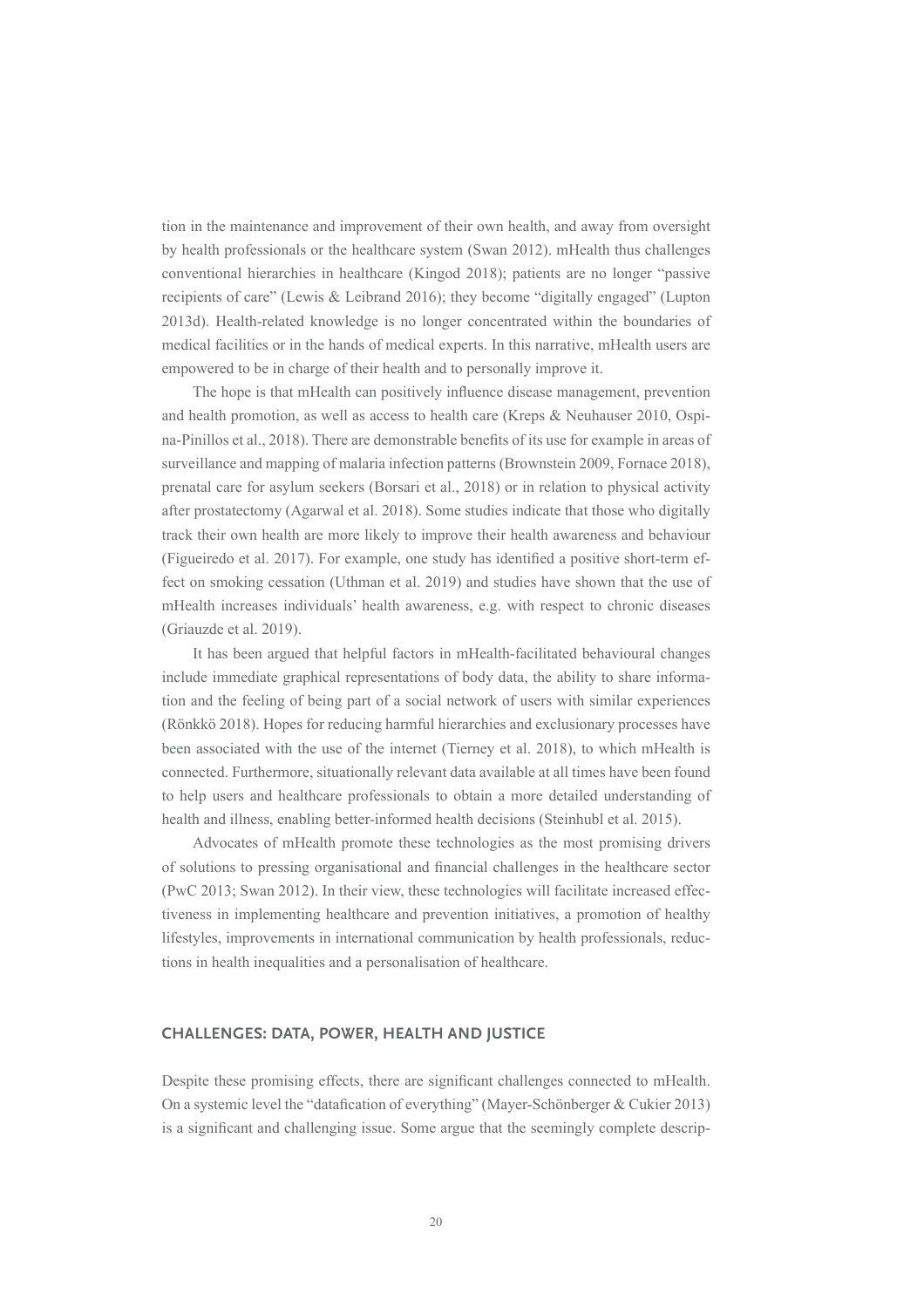tion in the maintenance and improvement of their own health, and away from oversight by health professionals or the healthcare system (Swan 2012). mHealth thus challenges conventional hierarchies in healthcare (Kingod 2018); patients are no longer "passive recipients of care" (Lewis & Leibrand 2016); they become "digitally engaged" (Lupton 2013d). Health-related knowledge is no longer concentrated within the boundaries of medical facilities or in the hands of medical experts. In this narrative, mHealth users are empowered to be in charge of their health and to personally improve it.

The hope is that mHealth can positively influence disease management, prevention and health promotion, as well as access to health care (Kreps & Neuhauser 2010, Ospina-Pinillos et al., 2018). There are demonstrable benefits of its use for example in areas of surveillance and mapping of malaria infection patterns (Brownstein 2009, Fornace 2018), prenatal care for asylum seekers (Borsari et al., 2018) or in relation to physical activity after prostatectomy (Agarwal et al. 2018). Some studies indicate that those who digitally track their own health are more likely to improve their health awareness and behaviour (Figueiredo et al. 2017). For example, one study has identified a positive short-term effect on smoking cessation (Uthman et al. 2019) and studies have shown that the use of mHealth increases individuals' health awareness, e.g. with respect to chronic diseases (Griauzde et al. 2019).

It has been argued that helpful factors in mHealth-facilitated behavioural changes include immediate graphical representations of body data, the ability to share information and the feeling of being part of a social network of users with similar experiences (Rönkkö 2018). Hopes for reducing harmful hierarchies and exclusionary processes have been associated with the use of the internet (Tierney et al. 2018), to which mHealth is connected. Furthermore, situationally relevant data available at all times have been found to help users and healthcare professionals to obtain a more detailed understanding of health and illness, enabling better-informed health decisions (Steinhubl et al. 2015).

Advocates of mHealth promote these technologies as the most promising drivers of solutions to pressing organisational and financial challenges in the healthcare sector (PwC 2013; Swan 2012). In their view, these technologies will facilitate increased effectiveness in implementing healthcare and prevention initiatives, a promotion of healthy lifestyles, improvements in international communication by health professionals, reductions in health inequalities and a personalisation of healthcare.

## CHALLENGES: DATA, POWER, HEALTH AND JUSTICE

Despite these promising effects, there are significant challenges connected to mHealth. On a systemic level the "datafication of everything" (Mayer-Schönberger & Cukier 2013) is a significant and challenging issue. Some argue that the seemingly complete descrip-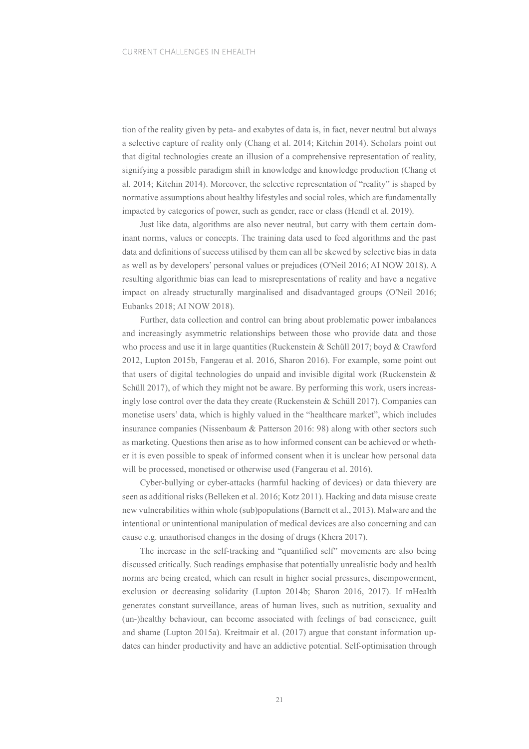tion of the reality given by peta- and exabytes of data is, in fact, never neutral but always a selective capture of reality only (Chang et al. 2014; Kitchin 2014). Scholars point out that digital technologies create an illusion of a comprehensive representation of reality, signifying a possible paradigm shift in knowledge and knowledge production (Chang et al. 2014; Kitchin 2014). Moreover, the selective representation of "reality" is shaped by normative assumptions about healthy lifestyles and social roles, which are fundamentally impacted by categories of power, such as gender, race or class (Hendl et al. 2019).

Just like data, algorithms are also never neutral, but carry with them certain dominant norms, values or concepts. The training data used to feed algorithms and the past data and definitions of success utilised by them can all be skewed by selective bias in data as well as by developers' personal values or prejudices (O'Neil 2016; AI NOW 2018). A resulting algorithmic bias can lead to misrepresentations of reality and have a negative impact on already structurally marginalised and disadvantaged groups (O'Neil 2016; Eubanks 2018; AI NOW 2018).

Further, data collection and control can bring about problematic power imbalances and increasingly asymmetric relationships between those who provide data and those who process and use it in large quantities (Ruckenstein & Schüll 2017; boyd & Crawford 2012, Lupton 2015b, Fangerau et al. 2016, Sharon 2016). For example, some point out that users of digital technologies do unpaid and invisible digital work (Ruckenstein & Schüll 2017), of which they might not be aware. By performing this work, users increasingly lose control over the data they create (Ruckenstein & Schüll 2017). Companies can monetise users' data, which is highly valued in the "healthcare market", which includes insurance companies (Nissenbaum & Patterson 2016: 98) along with other sectors such as marketing. Questions then arise as to how informed consent can be achieved or whether it is even possible to speak of informed consent when it is unclear how personal data will be processed, monetised or otherwise used (Fangerau et al. 2016).

Cyber-bullying or cyber-attacks (harmful hacking of devices) or data thievery are seen as additional risks (Belleken et al. 2016; Kotz 2011). Hacking and data misuse create new vulnerabilities within whole (sub)populations (Barnett et al., 2013). Malware and the intentional or unintentional manipulation of medical devices are also concerning and can cause e.g. unauthorised changes in the dosing of drugs (Khera 2017).

The increase in the self-tracking and "quantified self" movements are also being discussed critically. Such readings emphasise that potentially unrealistic body and health norms are being created, which can result in higher social pressures, disempowerment, exclusion or decreasing solidarity (Lupton 2014b; Sharon 2016, 2017). If mHealth generates constant surveillance, areas of human lives, such as nutrition, sexuality and (un-)healthy behaviour, can become associated with feelings of bad conscience, guilt and shame (Lupton 2015a). Kreitmair et al. (2017) argue that constant information updates can hinder productivity and have an addictive potential. Self-optimisation through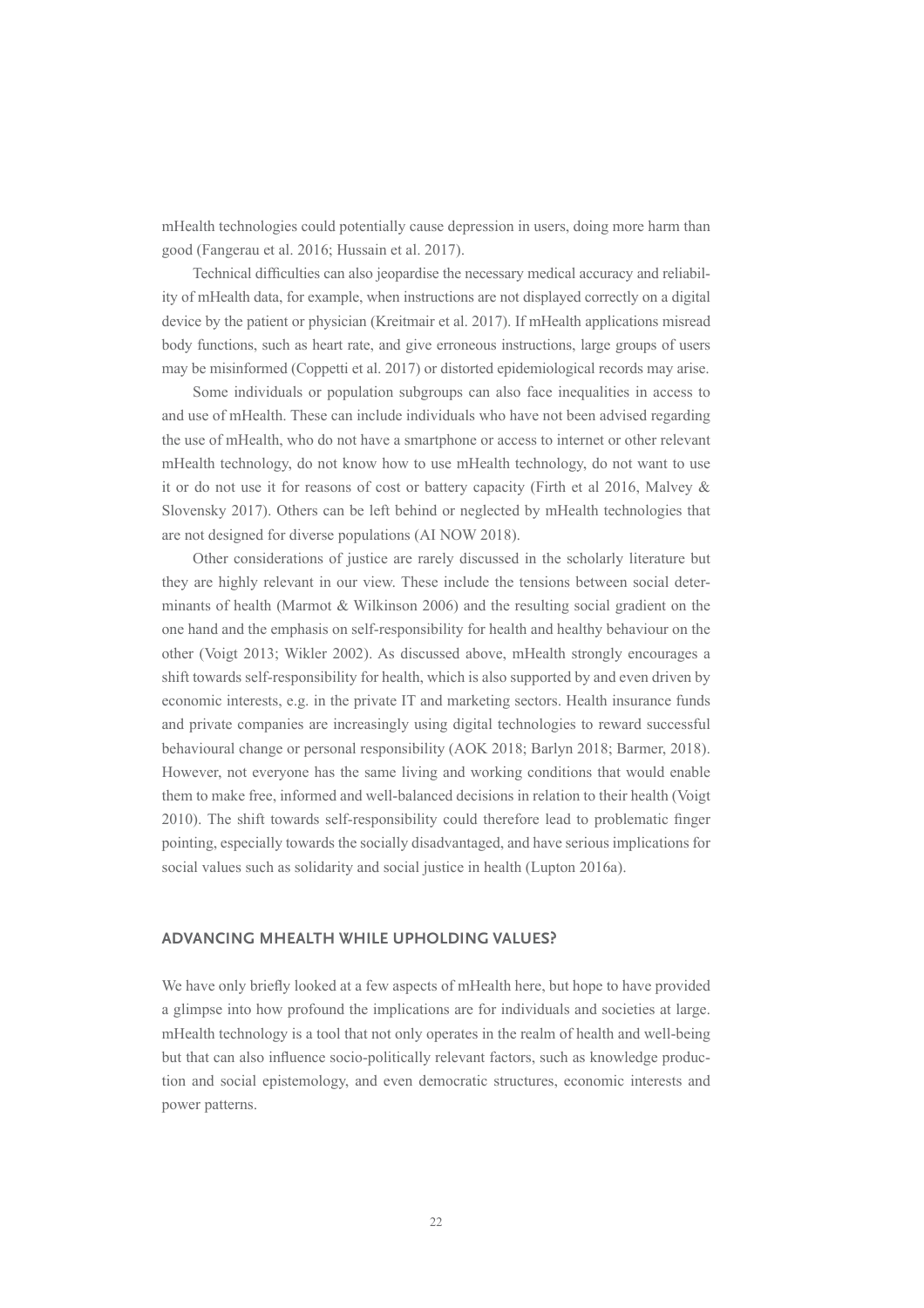mHealth technologies could potentially cause depression in users, doing more harm than good (Fangerau et al. 2016; Hussain et al. 2017).

Technical difficulties can also jeopardise the necessary medical accuracy and reliability of mHealth data, for example, when instructions are not displayed correctly on a digital device by the patient or physician (Kreitmair et al. 2017). If mHealth applications misread body functions, such as heart rate, and give erroneous instructions, large groups of users may be misinformed (Coppetti et al. 2017) or distorted epidemiological records may arise.

Some individuals or population subgroups can also face inequalities in access to and use of mHealth. These can include individuals who have not been advised regarding the use of mHealth, who do not have a smartphone or access to internet or other relevant mHealth technology, do not know how to use mHealth technology, do not want to use it or do not use it for reasons of cost or battery capacity (Firth et al 2016, Malvey & Slovensky 2017). Others can be left behind or neglected by mHealth technologies that are not designed for diverse populations (AI NOW 2018).

Other considerations of justice are rarely discussed in the scholarly literature but they are highly relevant in our view. These include the tensions between social determinants of health (Marmot & Wilkinson 2006) and the resulting social gradient on the one hand and the emphasis on self-responsibility for health and healthy behaviour on the other (Voigt 2013; Wikler 2002). As discussed above, mHealth strongly encourages a shift towards self-responsibility for health, which is also supported by and even driven by economic interests, e.g. in the private IT and marketing sectors. Health insurance funds and private companies are increasingly using digital technologies to reward successful behavioural change or personal responsibility (AOK 2018; Barlyn 2018; Barmer, 2018). However, not everyone has the same living and working conditions that would enable them to make free, informed and well-balanced decisions in relation to their health (Voigt 2010). The shift towards self-responsibility could therefore lead to problematic finger pointing, especially towards the socially disadvantaged, and have serious implications for social values such as solidarity and social justice in health (Lupton 2016a).

## ADVANCING MHEALTH WHILE UPHOLDING VALUES?

We have only briefly looked at a few aspects of mHealth here, but hope to have provided a glimpse into how profound the implications are for individuals and societies at large. mHealth technology is a tool that not only operates in the realm of health and well-being but that can also influence socio-politically relevant factors, such as knowledge production and social epistemology, and even democratic structures, economic interests and power patterns.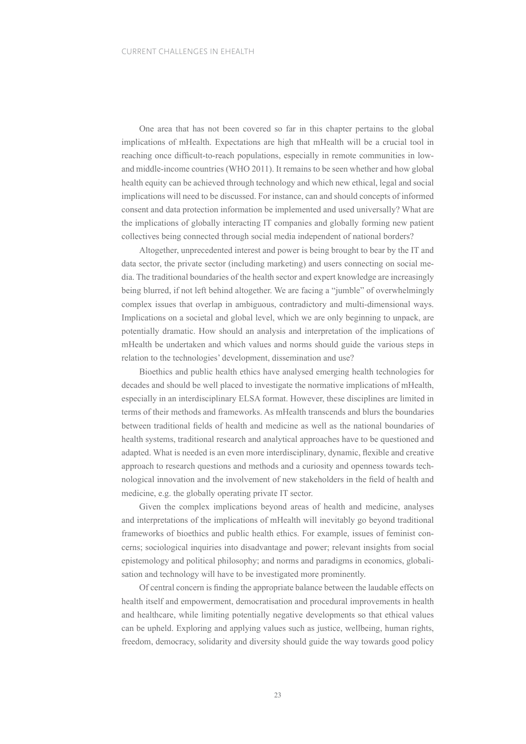One area that has not been covered so far in this chapter pertains to the global implications of mHealth. Expectations are high that mHealth will be a crucial tool in reaching once difficult-to-reach populations, especially in remote communities in low- and middle-income countries (WHO 2011). It remains to be seen whether and how global health equity can be achieved through technology and which new ethical, legal and social implications will need to be discussed. For instance, can and should concepts of informed consent and data protection information be implemented and used universally? What are the implications of globally interacting IT companies and globally forming new patient collectives being connected through social media independent of national borders?

Altogether, unprecedented interest and power is being brought to bear by the IT and data sector, the private sector (including marketing) and users connecting on social media. The traditional boundaries of the health sector and expert knowledge are increasingly being blurred, if not left behind altogether. We are facing a "jumble" of overwhelmingly complex issues that overlap in ambiguous, contradictory and multi-dimensional ways. Implications on a societal and global level, which we are only beginning to unpack, are potentially dramatic. How should an analysis and interpretation of the implications of mHealth be undertaken and which values and norms should guide the various steps in relation to the technologies' development, dissemination and use?

Bioethics and public health ethics have analysed emerging health technologies for decades and should be well placed to investigate the normative implications of mHealth, especially in an interdisciplinary ELSA format. However, these disciplines are limited in terms of their methods and frameworks. As mHealth transcends and blurs the boundaries between traditional fields of health and medicine as well as the national boundaries of health systems, traditional research and analytical approaches have to be questioned and adapted. What is needed is an even more interdisciplinary, dynamic, flexible and creative approach to research questions and methods and a curiosity and openness towards technological innovation and the involvement of new stakeholders in the field of health and medicine, e.g. the globally operating private IT sector.

Given the complex implications beyond areas of health and medicine, analyses and interpretations of the implications of mHealth will inevitably go beyond traditional frameworks of bioethics and public health ethics. For example, issues of feminist concerns; sociological inquiries into disadvantage and power; relevant insights from social epistemology and political philosophy; and norms and paradigms in economics, globalisation and technology will have to be investigated more prominently.

Of central concern is finding the appropriate balance between the laudable effects on health itself and empowerment, democratisation and procedural improvements in health and healthcare, while limiting potentially negative developments so that ethical values can be upheld. Exploring and applying values such as justice, wellbeing, human rights, freedom, democracy, solidarity and diversity should guide the way towards good policy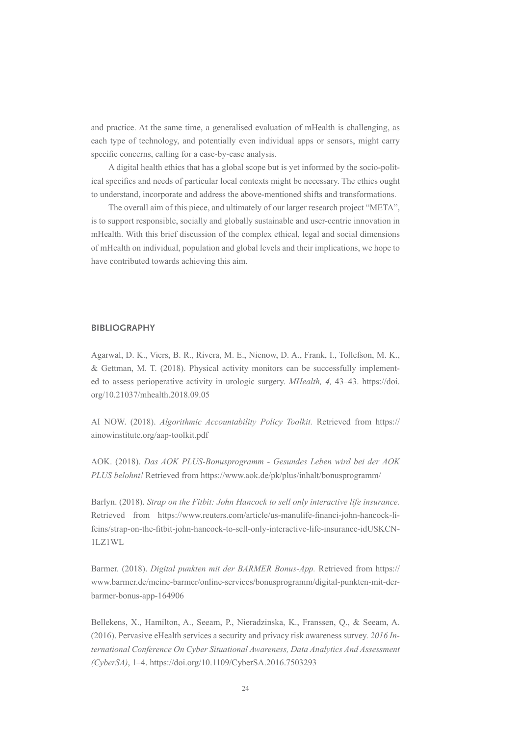and practice. At the same time, a generalised evaluation of mHealth is challenging, as each type of technology, and potentially even individual apps or sensors, might carry specific concerns, calling for a case-by-case analysis.

A digital health ethics that has a global scope but is yet informed by the socio-political specifics and needs of particular local contexts might be necessary. The ethics ought to understand, incorporate and address the above-mentioned shifts and transformations.

The overall aim of this piece, and ultimately of our larger research project "META", is to support responsible, socially and globally sustainable and user-centric innovation in mHealth. With this brief discussion of the complex ethical, legal and social dimensions of mHealth on individual, population and global levels and their implications, we hope to have contributed towards achieving this aim.

## BIBLIOGRAPHY

Agarwal, D. K., Viers, B. R., Rivera, M. E., Nienow, D. A., Frank, I., Tollefson, M. K., & Gettman, M. T. (2018). Physical activity monitors can be successfully implemented to assess perioperative activity in urologic surgery. *MHealth, 4,* 43–43. https://doi.org/10.21037/mhealth.2018.09.05

AI NOW. (2018). *Algorithmic Accountability Policy Toolkit.* Retrieved from https://ainowinstitute.org/aap-toolkit.pdf

AOK. (2018). *Das AOK PLUS-Bonusprogramm - Gesundes Leben wird bei der AOK PLUS belohnt!* Retrieved from https://www.aok.de/pk/plus/inhalt/bonusprogramm/

Barlyn. (2018). *Strap on the Fitbit: John Hancock to sell only interactive life insurance.* Retrieved from https://www.reuters.com/article/us-manulife-financi-john-hancock-lifeins/strap-on-the-fitbit-john-hancock-to-sell-only-interactive-life-insurance-idUSKCN1LZ1WL

Barmer. (2018). *Digital punkten mit der BARMER Bonus-App.* Retrieved from https://www.barmer.de/meine-barmer/online-services/bonusprogramm/digital-punkten-mit-der-barmer-bonus-app-164906

Bellekens, X., Hamilton, A., Seeam, P., Nieradzinska, K., Franssen, Q., & Seeam, A. (2016). Pervasive eHealth services a security and privacy risk awareness survey. *2016 International Conference On Cyber Situational Awareness, Data Analytics And Assessment (CyberSA)*, 1–4. https://doi.org/10.1109/CyberSA.2016.7503293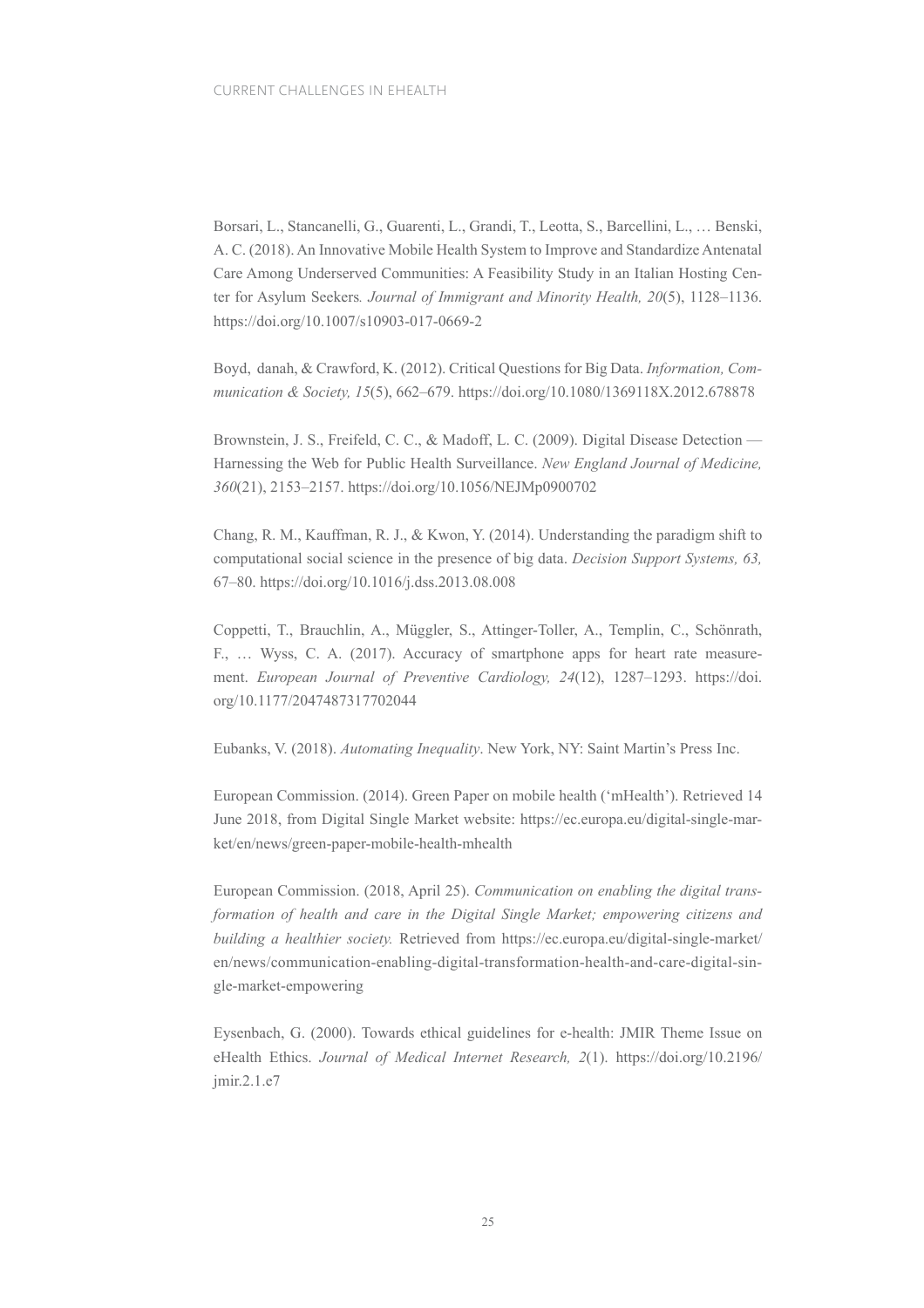Borsari, L., Stancanelli, G., Guarenti, L., Grandi, T., Leotta, S., Barcellini, L., … Benski, A. C. (2018). An Innovative Mobile Health System to Improve and Standardize Antenatal Care Among Underserved Communities: A Feasibility Study in an Italian Hosting Center for Asylum Seekers*. Journal of Immigrant and Minority Health, 20*(5), 1128–1136. https://doi.org/10.1007/s10903-017-0669-2

Boyd, danah, & Crawford, K. (2012). Critical Questions for Big Data. *Information, Communication & Society, 15*(5), 662–679. https://doi.org/10.1080/1369118X.2012.678878

Brownstein, J. S., Freifeld, C. C., & Madoff, L. C. (2009). Digital Disease Detection — Harnessing the Web for Public Health Surveillance. *New England Journal of Medicine, 360*(21), 2153–2157. https://doi.org/10.1056/NEJMp0900702

Chang, R. M., Kauffman, R. J., & Kwon, Y. (2014). Understanding the paradigm shift to computational social science in the presence of big data. *Decision Support Systems, 63,* 67–80. https://doi.org/10.1016/j.dss.2013.08.008

Coppetti, T., Brauchlin, A., Müggler, S., Attinger-Toller, A., Templin, C., Schönrath, F., … Wyss, C. A. (2017). Accuracy of smartphone apps for heart rate measurement. *European Journal of Preventive Cardiology, 24*(12), 1287–1293. https://doi.org/10.1177/2047487317702044

Eubanks, V. (2018). *Automating Inequality*. New York, NY: Saint Martin's Press Inc.

European Commission. (2014). Green Paper on mobile health ('mHealth'). Retrieved 14 June 2018, from Digital Single Market website: https://ec.europa.eu/digital-single-market/en/news/green-paper-mobile-health-mhealth

European Commission. (2018, April 25). *Communication on enabling the digital transformation of health and care in the Digital Single Market; empowering citizens and building a healthier society.* Retrieved from https://ec.europa.eu/digital-single-market/en/news/communication-enabling-digital-transformation-health-and-care-digital-single-market-empowering

Eysenbach, G. (2000). Towards ethical guidelines for e-health: JMIR Theme Issue on eHealth Ethics. *Journal of Medical Internet Research, 2*(1). https://doi.org/10.2196/jmir.2.1.e7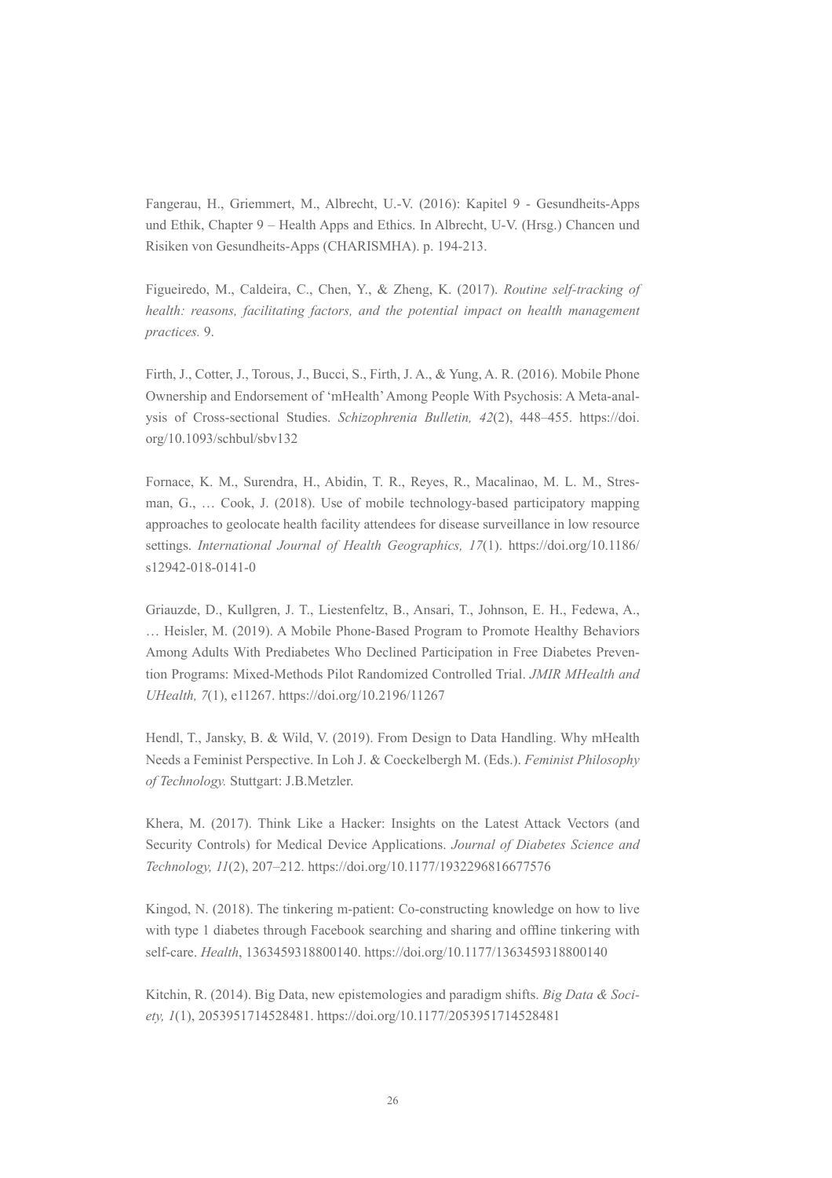Fangerau, H., Griemmert, M., Albrecht, U.-V. (2016): Kapitel 9 - Gesundheits-Apps und Ethik, Chapter 9 – Health Apps and Ethics. In Albrecht, U-V. (Hrsg.) Chancen und Risiken von Gesundheits-Apps (CHARISMHA). p. 194-213.

Figueiredo, M., Caldeira, C., Chen, Y., & Zheng, K. (2017). *Routine self-tracking of health: reasons, facilitating factors, and the potential impact on health management practices.* 9.

Firth, J., Cotter, J., Torous, J., Bucci, S., Firth, J. A., & Yung, A. R. (2016). Mobile Phone Ownership and Endorsement of 'mHealth' Among People With Psychosis: A Meta-analysis of Cross-sectional Studies. *Schizophrenia Bulletin, 42*(2), 448–455. https://doi.org/10.1093/schbul/sbv132

Fornace, K. M., Surendra, H., Abidin, T. R., Reyes, R., Macalinao, M. L. M., Stresman, G., … Cook, J. (2018). Use of mobile technology-based participatory mapping approaches to geolocate health facility attendees for disease surveillance in low resource settings. *International Journal of Health Geographics, 17*(1). https://doi.org/10.1186/s12942-018-0141-0

Griauzde, D., Kullgren, J. T., Liestenfeltz, B., Ansari, T., Johnson, E. H., Fedewa, A., … Heisler, M. (2019). A Mobile Phone-Based Program to Promote Healthy Behaviors Among Adults With Prediabetes Who Declined Participation in Free Diabetes Prevention Programs: Mixed-Methods Pilot Randomized Controlled Trial. *JMIR MHealth and UHealth, 7*(1), e11267. https://doi.org/10.2196/11267

Hendl, T., Jansky, B. & Wild, V. (2019). From Design to Data Handling. Why mHealth Needs a Feminist Perspective. In Loh J. & Coeckelbergh M. (Eds.). *Feminist Philosophy of Technology.* Stuttgart: J.B.Metzler.

Khera, M. (2017). Think Like a Hacker: Insights on the Latest Attack Vectors (and Security Controls) for Medical Device Applications. *Journal of Diabetes Science and Technology, 11*(2), 207–212. https://doi.org/10.1177/1932296816677576

Kingod, N. (2018). The tinkering m-patient: Co-constructing knowledge on how to live with type 1 diabetes through Facebook searching and sharing and offline tinkering with self-care. *Health*, 1363459318800140. https://doi.org/10.1177/1363459318800140

Kitchin, R. (2014). Big Data, new epistemologies and paradigm shifts. *Big Data & Society, 1*(1), 2053951714528481. https://doi.org/10.1177/2053951714528481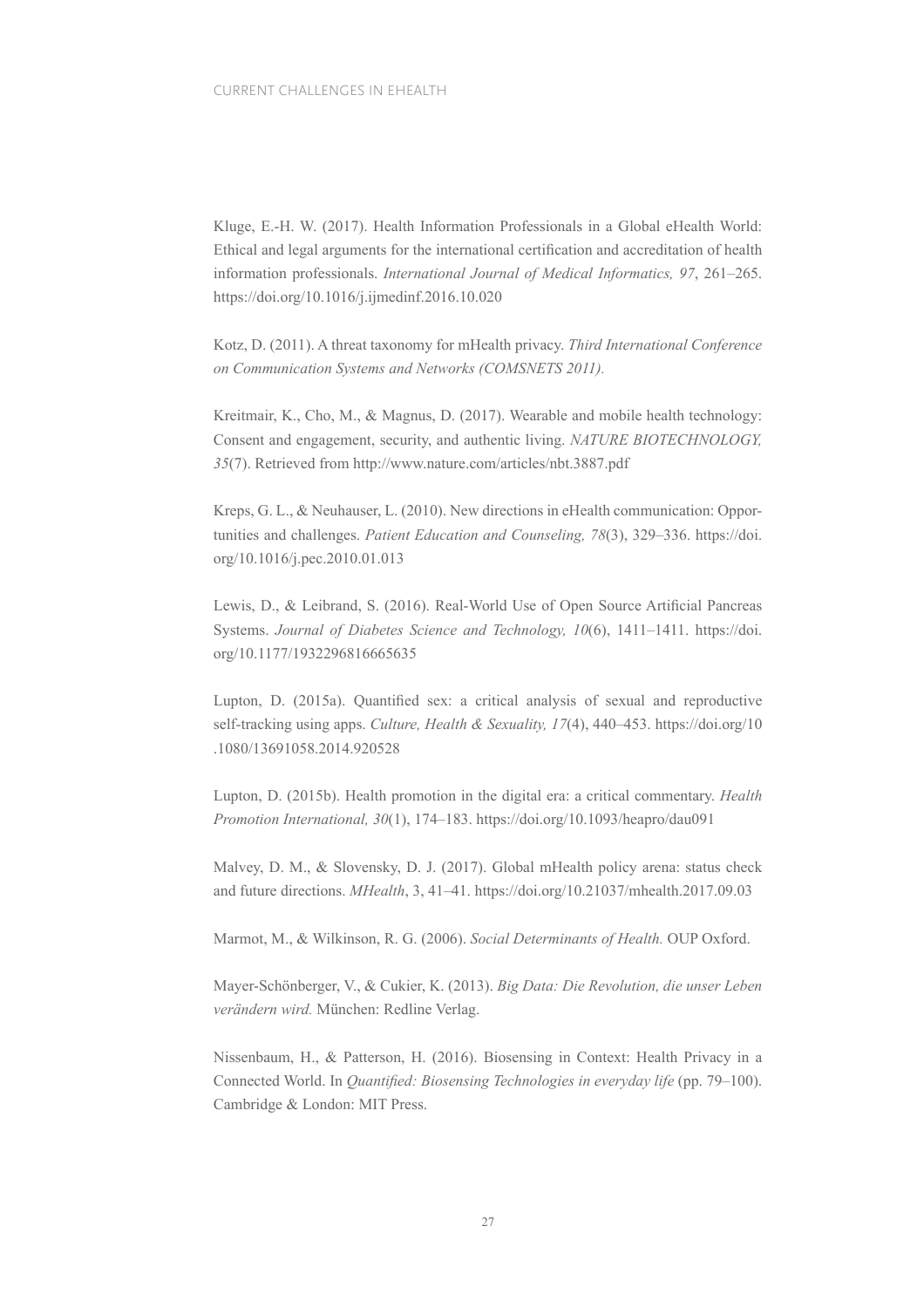Kluge, E.-H. W. (2017). Health Information Professionals in a Global eHealth World: Ethical and legal arguments for the international certification and accreditation of health information professionals. *International Journal of Medical Informatics, 97*, 261–265. https://doi.org/10.1016/j.ijmedinf.2016.10.020

Kotz, D. (2011). A threat taxonomy for mHealth privacy. *Third International Conference on Communication Systems and Networks (COMSNETS 2011).*

Kreitmair, K., Cho, M., & Magnus, D. (2017). Wearable and mobile health technology: Consent and engagement, security, and authentic living. *NATURE BIOTECHNOLOGY, 35*(7). Retrieved from http://www.nature.com/articles/nbt.3887.pdf

Kreps, G. L., & Neuhauser, L. (2010). New directions in eHealth communication: Opportunities and challenges. *Patient Education and Counseling, 78*(3), 329–336. https://doi.org/10.1016/j.pec.2010.01.013

Lewis, D., & Leibrand, S. (2016). Real-World Use of Open Source Artificial Pancreas Systems. *Journal of Diabetes Science and Technology, 10*(6), 1411–1411. https://doi.org/10.1177/1932296816665635

Lupton, D. (2015a). Quantified sex: a critical analysis of sexual and reproductive self-tracking using apps. *Culture, Health & Sexuality, 17*(4), 440–453. https://doi.org/10.1080/13691058.2014.920528

Lupton, D. (2015b). Health promotion in the digital era: a critical commentary. *Health Promotion International, 30*(1), 174–183. https://doi.org/10.1093/heapro/dau091

Malvey, D. M., & Slovensky, D. J. (2017). Global mHealth policy arena: status check and future directions. *MHealth*, 3, 41–41. https://doi.org/10.21037/mhealth.2017.09.03

Marmot, M., & Wilkinson, R. G. (2006). *Social Determinants of Health.* OUP Oxford.

Mayer-Schönberger, V., & Cukier, K. (2013). *Big Data: Die Revolution, die unser Leben verändern wird.* München: Redline Verlag.

Nissenbaum, H., & Patterson, H. (2016). Biosensing in Context: Health Privacy in a Connected World. In *Quantified: Biosensing Technologies in everyday life* (pp. 79–100). Cambridge & London: MIT Press.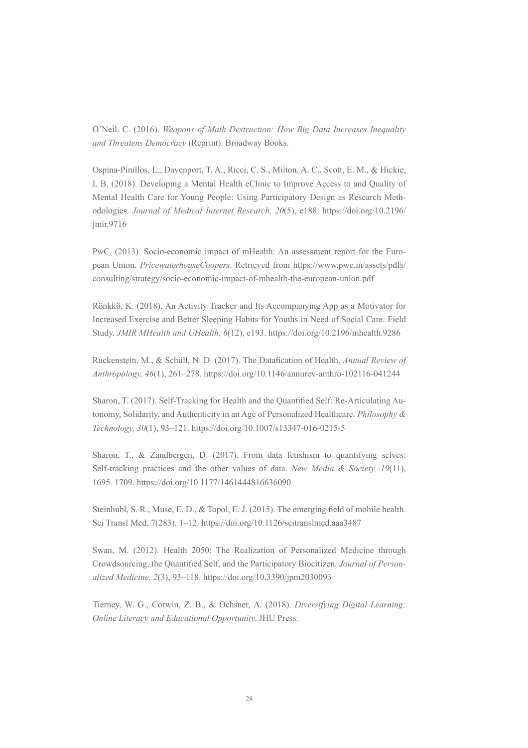O'Neil, C. (2016). *Weapons of Math Destruction: How Big Data Increases Inequality and Threatens Democracy* (Reprint). Broadway Books.

Ospina-Pinillos, L., Davenport, T. A., Ricci, C. S., Milton, A. C., Scott, E. M., & Hickie, I. B. (2018). Developing a Mental Health eClinic to Improve Access to and Quality of Mental Health Care for Young People: Using Participatory Design as Research Methodologies. *Journal of Medical Internet Research, 20*(5), e188. https://doi.org/10.2196/jmir.9716

PwC. (2013). Socio-economic impact of mHealth: An assessment report for the European Union. *PricewaterhouseCoopers*. Retrieved from https://www.pwc.in/assets/pdfs/consulting/strategy/socio-economic-impact-of-mhealth-the-european-union.pdf

Rönkkö, K. (2018). An Activity Tracker and Its Accompanying App as a Motivator for Increased Exercise and Better Sleeping Habits for Youths in Need of Social Care: Field Study. *JMIR MHealth and UHealth, 6*(12), e193. https://doi.org/10.2196/mhealth.9286

Ruckenstein, M., & Schüll, N. D. (2017). The Datafication of Health. *Annual Review of Anthropology, 46*(1), 261–278. https://doi.org/10.1146/annurev-anthro-102116-041244

Sharon, T. (2017). Self-Tracking for Health and the Quantified Self: Re-Articulating Autonomy, Solidarity, and Authenticity in an Age of Personalized Healthcare. *Philosophy & Technology, 30*(1), 93–121. https://doi.org/10.1007/s13347-016-0215-5

Sharon, T., & Zandbergen, D. (2017). From data fetishism to quantifying selves: Self-tracking practices and the other values of data. *New Media & Society, 19*(11), 1695–1709. https://doi.org/10.1177/1461444816636090

Steinhubl, S. R., Muse, E. D., & Topol, E. J. (2015). The emerging field of mobile health. Sci Transl Med, 7(283), 1–12. https://doi.org/10.1126/scitranslmed.aaa3487

Swan, M. (2012). Health 2050: The Realization of Personalized Medicine through Crowdsourcing, the Quantified Self, and the Participatory Biocitizen. *Journal of Personalized Medicine, 2*(3), 93–118. https://doi.org/10.3390/jpm2030093

Tierney, W. G., Corwin, Z. B., & Ochsner, A. (2018). *Diversifying Digital Learning: Online Literacy and Educational Opportunity.* JHU Press.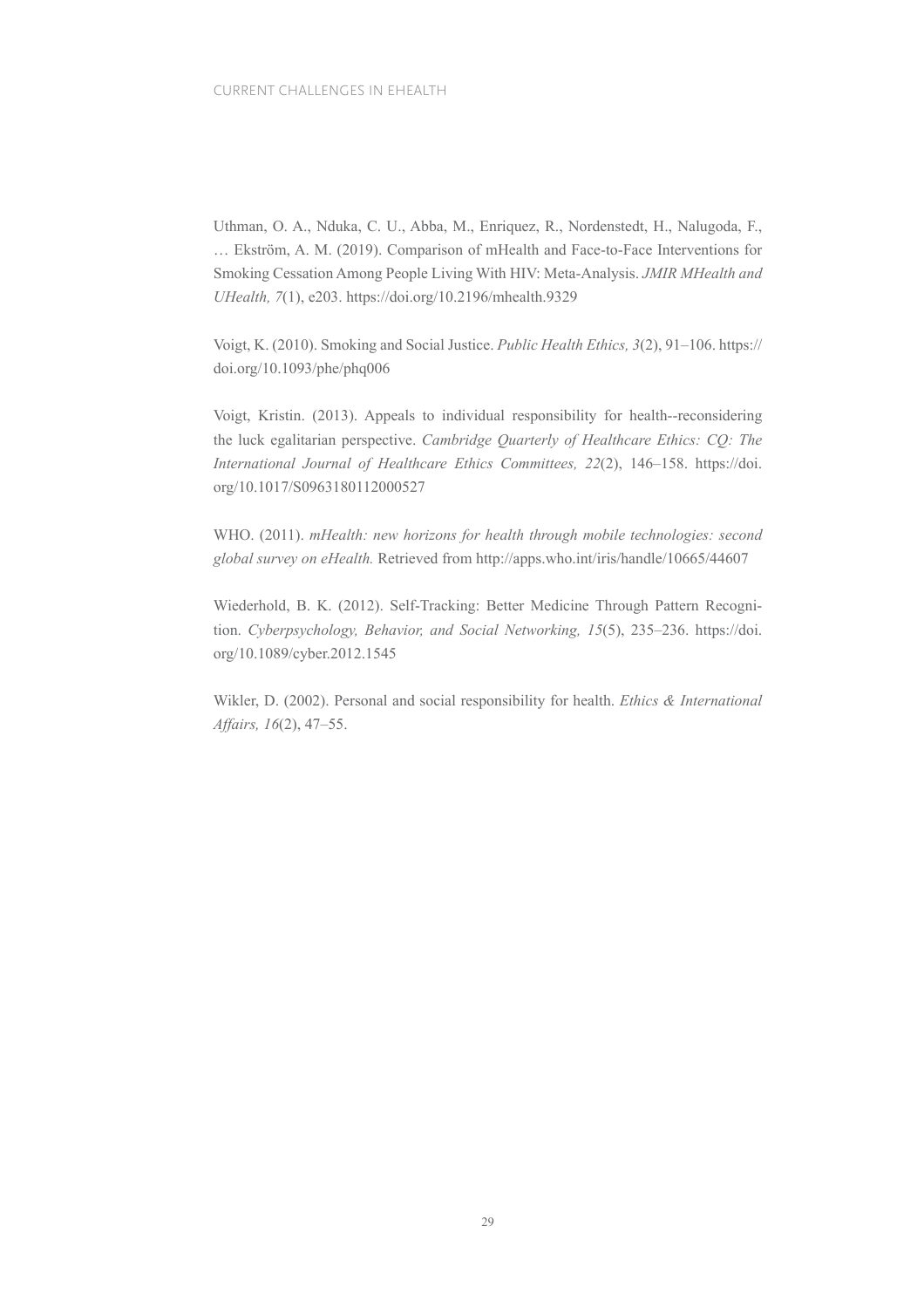Uthman, O. A., Nduka, C. U., Abba, M., Enriquez, R., Nordenstedt, H., Nalugoda, F., … Ekström, A. M. (2019). Comparison of mHealth and Face-to-Face Interventions for Smoking Cessation Among People Living With HIV: Meta-Analysis. *JMIR MHealth and UHealth, 7*(1), e203. https://doi.org/10.2196/mhealth.9329

Voigt, K. (2010). Smoking and Social Justice. *Public Health Ethics, 3*(2), 91–106. https://doi.org/10.1093/phe/phq006

Voigt, Kristin. (2013). Appeals to individual responsibility for health--reconsidering the luck egalitarian perspective. *Cambridge Quarterly of Healthcare Ethics: CQ: The International Journal of Healthcare Ethics Committees, 22*(2), 146–158. https://doi.org/10.1017/S0963180112000527

WHO. (2011). *mHealth: new horizons for health through mobile technologies: second global survey on eHealth.* Retrieved from http://apps.who.int/iris/handle/10665/44607

Wiederhold, B. K. (2012). Self-Tracking: Better Medicine Through Pattern Recognition. *Cyberpsychology, Behavior, and Social Networking, 15*(5), 235–236. https://doi.org/10.1089/cyber.2012.1545

Wikler, D. (2002). Personal and social responsibility for health. *Ethics & International Affairs, 16*(2), 47–55.